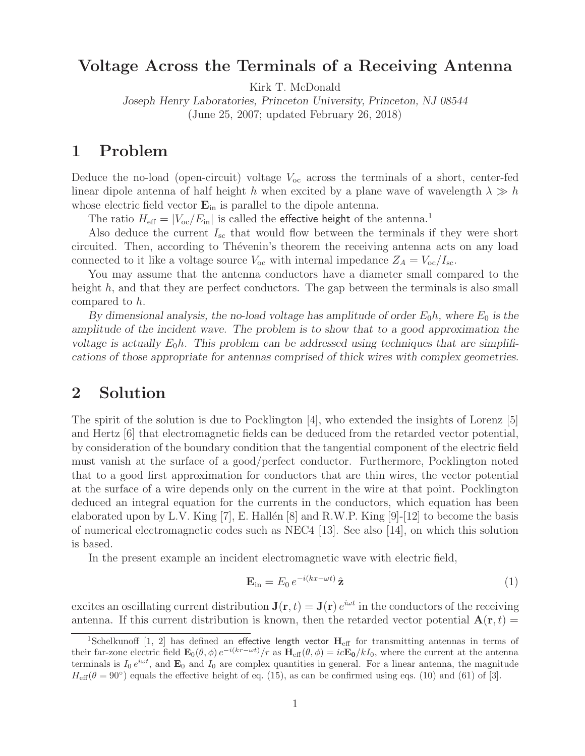# Voltage Across the Terminals of a Receiving Antenna

Kirk T. McDonald

*Joseph Henry Laboratories, Princeton University, Princeton, NJ 08544*

(June 25, 2007; updated February 26, 2018)

## 1 Problem

Deduce the no-load (open-circuit) voltage $V_{\rm oc}$ across the terminals of a short, center-fed linear dipole antenna of half height $h$ when excited by a plane wave of wavelength $\lambda \gg h$ whose electric field vector $\mathbf{E}_{\rm in}$ is parallel to the dipole antenna.

The ratio $H_{\rm eff} = |V_{\rm oc}/E_{\rm in}|$ is called the effective height of the antenna.[1]

Also deduce the current $I_{\rm sc}$ that would flow between the terminals if they were short circuited. Then, according to Thévenin's theorem the receiving antenna acts on any load connected to it like a voltage source $V_{\rm oc}$ with internal impedance $Z_A = V_{\rm oc}/I_{\rm sc}$.

You may assume that the antenna conductors have a diameter small compared to the height $h$, and that they are perfect conductors. The gap between the terminals is also small compared to $h$.

*By dimensional analysis, the no-load voltage has amplitude of order $E_0 h$, where $E_0$ is the amplitude of the incident wave. The problem is to show that to a good approximation the voltage is actually $E_0 h$. This problem can be addressed using techniques that are simplifications of those appropriate for antennas comprised of thick wires with complex geometries.*

## 2 Solution

The spirit of the solution is due to Pocklington [4], who extended the insights of Lorenz [5] and Hertz [6] that electromagnetic fields can be deduced from the retarded vector potential, by consideration of the boundary condition that the tangential component of the electric field must vanish at the surface of a good/perfect conductor. Furthermore, Pocklington noted that to a good first approximation for conductors that are thin wires, the vector potential at the surface of a wire depends only on the current in the wire at that point. Pocklington deduced an integral equation for the currents in the conductors, which equation has been elaborated upon by L.V. King [7], E. Hallén [8] and R.W.P. King [9]-[12] to become the basis of numerical electromagnetic codes such as NEC4 [13]. See also [14], on which this solution is based.

In the present example an incident electromagnetic wave with electric field,

$$\mathbf{E}_{\rm in} = E_0\, e^{-i(kx-\omega t)}\, \hat{\mathbf{z}} \tag{1}$$

excites an oscillating current distribution $\mathbf{J}(\mathbf{r},t) = \mathbf{J}(\mathbf{r})\, e^{i\omega t}$ in the conductors of the receiving antenna. If this current distribution is known, then the retarded vector potential $\mathbf{A}(\mathbf{r},t) =$

---

[1] Schelkunoff [1, 2] has defined an effective length vector $\mathbf{H}_{\rm eff}$ for transmitting antennas in terms of their far-zone electric field $\mathbf{E}_0(\theta,\phi)\, e^{-i(kr-\omega t)}/r$ as $\mathbf{H}_{\rm eff}(\theta,\phi) = ic\mathbf{E}_0/kI_0$, where the current at the antenna terminals is $I_0\, e^{i\omega t}$, and $\mathbf{E}_0$ and $I_0$ are complex quantities in general. For a linear antenna, the magnitude $H_{\rm eff}(\theta = 90^\circ)$ equals the effective height of eq. (15), as can be confirmed using eqs. (10) and (61) of [3].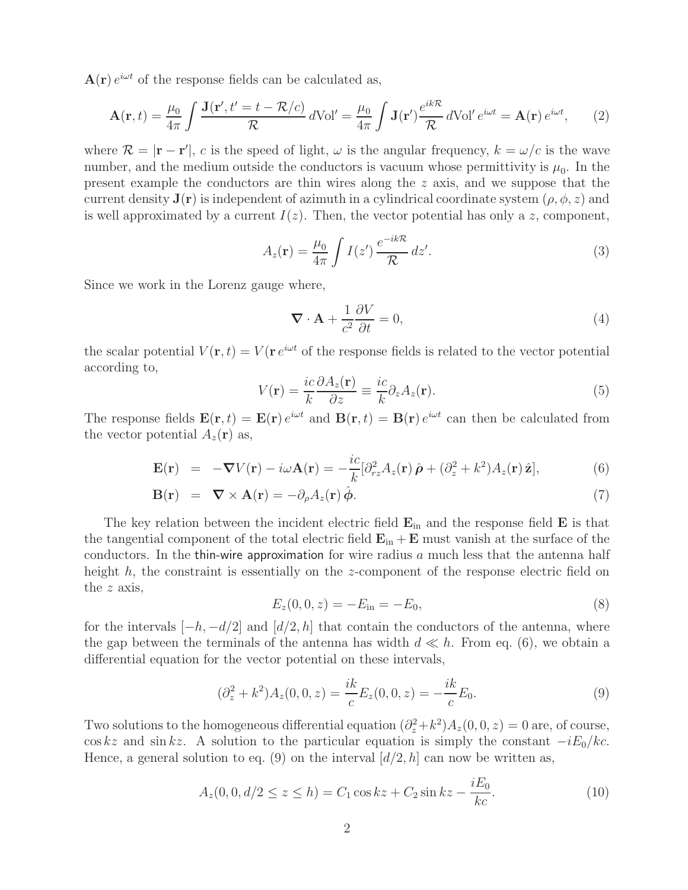$\mathbf{A}(\mathbf{r})\, e^{i\omega t}$ of the response fields can be calculated as,

$$\mathbf{A}(\mathbf{r}, t) = \frac{\mu_0}{4\pi} \int \frac{\mathbf{J}(\mathbf{r}', t' = t - \mathcal{R}/c)}{\mathcal{R}}\, d\text{Vol}' = \frac{\mu_0}{4\pi} \int \mathbf{J}(\mathbf{r}') \frac{e^{ik\mathcal{R}}}{\mathcal{R}}\, d\text{Vol}'\, e^{i\omega t} = \mathbf{A}(\mathbf{r})\, e^{i\omega t}, \qquad (2)$$

where $\mathcal{R} = |\mathbf{r} - \mathbf{r}'|$, $c$ is the speed of light, $\omega$ is the angular frequency, $k = \omega/c$ is the wave number, and the medium outside the conductors is vacuum whose permittivity is $\mu_0$. In the present example the conductors are thin wires along the $z$ axis, and we suppose that the current density $\mathbf{J}(\mathbf{r})$ is independent of azimuth in a cylindrical coordinate system $(\rho, \phi, z)$ and is well approximated by a current $I(z)$. Then, the vector potential has only a $z$, component,

$$A_z(\mathbf{r}) = \frac{\mu_0}{4\pi} \int I(z')\, \frac{e^{-ik\mathcal{R}}}{\mathcal{R}}\, dz'. \qquad (3)$$

Since we work in the Lorenz gauge where,

$$\boldsymbol{\nabla} \cdot \mathbf{A} + \frac{1}{c^2} \frac{\partial V}{\partial t} = 0, \qquad (4)$$

the scalar potential $V(\mathbf{r}, t) = V(\mathbf{r}\, e^{i\omega t}$ of the response fields is related to the vector potential according to,

$$V(\mathbf{r}) = \frac{ic}{k} \frac{\partial A_z(\mathbf{r})}{\partial z} \equiv \frac{ic}{k} \partial_z A_z(\mathbf{r}). \qquad (5)$$

The response fields $\mathbf{E}(\mathbf{r}, t) = \mathbf{E}(\mathbf{r})\, e^{i\omega t}$ and $\mathbf{B}(\mathbf{r}, t) = \mathbf{B}(\mathbf{r})\, e^{i\omega t}$ can then be calculated from the vector potential $A_z(\mathbf{r})$ as,

$$\mathbf{E}(\mathbf{r}) = -\boldsymbol{\nabla} V(\mathbf{r}) - i\omega \mathbf{A}(\mathbf{r}) = -\frac{ic}{k} [\partial^2_{rz} A_z(\mathbf{r})\, \hat{\boldsymbol{\rho}} + (\partial_z^2 + k^2) A_z(\mathbf{r})\, \hat{\mathbf{z}}], \qquad (6)$$

$$\mathbf{B}(\mathbf{r}) = \boldsymbol{\nabla} \times \mathbf{A}(\mathbf{r}) = -\partial_\rho A_z(\mathbf{r})\, \hat{\boldsymbol{\phi}}. \qquad (7)$$

The key relation between the incident electric field $\mathbf{E}_{\text{in}}$ and the response field $\mathbf{E}$ is that the tangential component of the total electric field $\mathbf{E}_{\text{in}} + \mathbf{E}$ must vanish at the surface of the conductors. In the thin-wire approximation for wire radius $a$ much less that the antenna half height $h$, the constraint is essentially on the $z$-component of the response electric field on the $z$ axis,

$$E_z(0, 0, z) = -E_{\text{in}} = -E_0, \qquad (8)$$

for the intervals $[-h, -d/2]$ and $[d/2, h]$ that contain the conductors of the antenna, where the gap between the terminals of the antenna has width $d \ll h$. From eq. (6), we obtain a differential equation for the vector potential on these intervals,

$$(\partial_z^2 + k^2) A_z(0, 0, z) = \frac{ik}{c} E_z(0, 0, z) = -\frac{ik}{c} E_0. \qquad (9)$$

Two solutions to the homogeneous differential equation $(\partial_z^2 + k^2) A_z(0, 0, z) = 0$ are, of course, $\cos kz$ and $\sin kz$. A solution to the particular equation is simply the constant $-iE_0/kc$. Hence, a general solution to eq. (9) on the interval $[d/2, h]$ can now be written as,

$$A_z(0, 0, d/2 \le z \le h) = C_1 \cos kz + C_2 \sin kz - \frac{iE_0}{kc}. \qquad (10)$$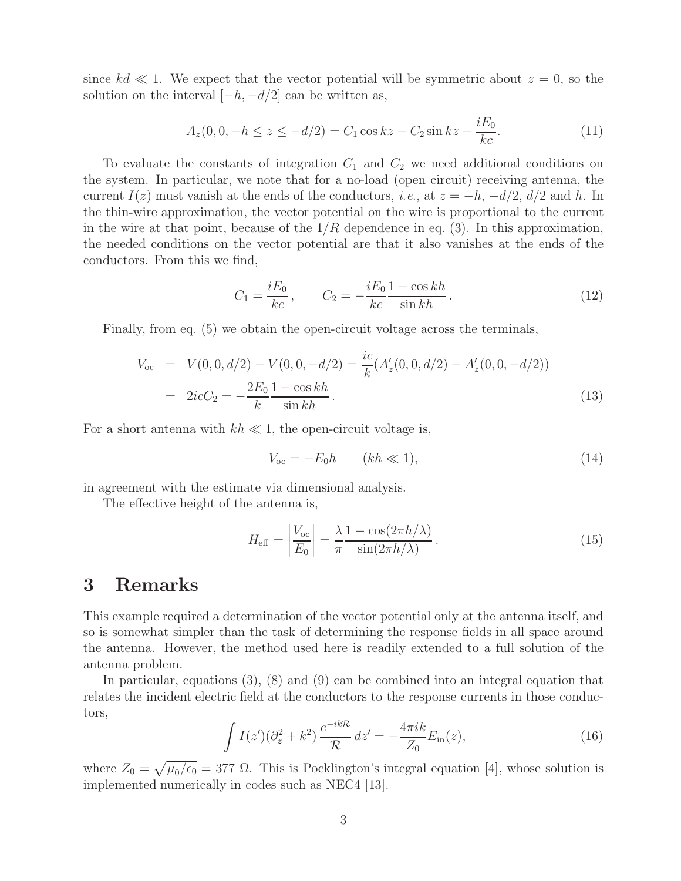since $kd \ll 1$. We expect that the vector potential will be symmetric about $z = 0$, so the solution on the interval $[-h, -d/2]$ can be written as,

$$A_z(0, 0, -h \le z \le -d/2) = C_1 \cos kz - C_2 \sin kz - \frac{iE_0}{kc}. \tag{11}$$

To evaluate the constants of integration $C_1$ and $C_2$ we need additional conditions on the system. In particular, we note that for a no-load (open circuit) receiving antenna, the current $I(z)$ must vanish at the ends of the conductors, *i.e.*, at $z = -h$, $-d/2$, $d/2$ and $h$. In the thin-wire approximation, the vector potential on the wire is proportional to the current in the wire at that point, because of the $1/R$ dependence in eq. (3). In this approximation, the needed conditions on the vector potential are that it also vanishes at the ends of the conductors. From this we find,

$$C_1 = \frac{iE_0}{kc}, \qquad C_2 = -\frac{iE_0}{kc}\frac{1 - \cos kh}{\sin kh}. \tag{12}$$

Finally, from eq. (5) we obtain the open-circuit voltage across the terminals,

$$\begin{aligned} V_{\rm oc} &= V(0, 0, d/2) - V(0, 0, -d/2) = \frac{ic}{k}(A'_z(0, 0, d/2) - A'_z(0, 0, -d/2)) \\ &= 2icC_2 = -\frac{2E_0}{k}\frac{1 - \cos kh}{\sin kh}. \end{aligned} \tag{13}$$

For a short antenna with $kh \ll 1$, the open-circuit voltage is,

$$V_{\rm oc} = -E_0 h \qquad (kh \ll 1), \tag{14}$$

in agreement with the estimate via dimensional analysis.

The effective height of the antenna is,

$$H_{\rm eff} = \left|\frac{V_{\rm oc}}{E_0}\right| = \frac{\lambda}{\pi}\frac{1 - \cos(2\pi h/\lambda)}{\sin(2\pi h/\lambda)}. \tag{15}$$

# 3 Remarks

This example required a determination of the vector potential only at the antenna itself, and so is somewhat simpler than the task of determining the response fields in all space around the antenna. However, the method used here is readily extended to a full solution of the antenna problem.

In particular, equations (3), (8) and (9) can be combined into an integral equation that relates the incident electric field at the conductors to the response currents in those conductors,

$$\int I(z')(\partial_z^2 + k^2)\frac{e^{-ik\mathcal{R}}}{\mathcal{R}}\,dz' = -\frac{4\pi ik}{Z_0}E_{\rm in}(z), \tag{16}$$

where $Z_0 = \sqrt{\mu_0/\epsilon_0} = 377\ \Omega$. This is Pocklington's integral equation [4], whose solution is implemented numerically in codes such as NEC4 [13].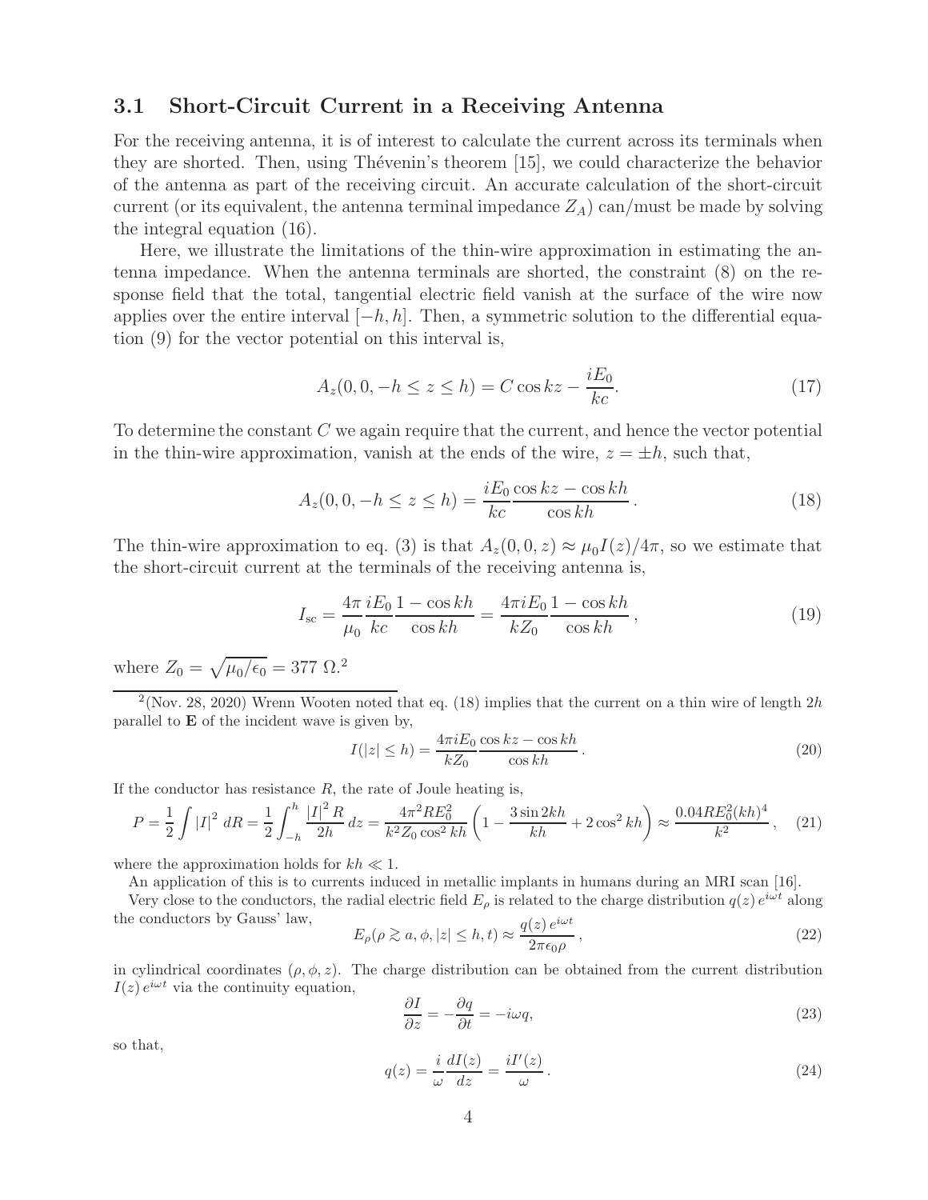### 3.1 Short-Circuit Current in a Receiving Antenna

For the receiving antenna, it is of interest to calculate the current across its terminals when they are shorted. Then, using Thévenin's theorem [15], we could characterize the behavior of the antenna as part of the receiving circuit. An accurate calculation of the short-circuit current (or its equivalent, the antenna terminal impedance $Z_A$) can/must be made by solving the integral equation (16).

Here, we illustrate the limitations of the thin-wire approximation in estimating the antenna impedance. When the antenna terminals are shorted, the constraint (8) on the response field that the total, tangential electric field vanish at the surface of the wire now applies over the entire interval $[-h, h]$. Then, a symmetric solution to the differential equation (9) for the vector potential on this interval is,

$$A_z(0, 0, -h \le z \le h) = C \cos kz - \frac{iE_0}{kc}. \tag{17}$$

To determine the constant $C$ we again require that the current, and hence the vector potential in the thin-wire approximation, vanish at the ends of the wire, $z = \pm h$, such that,

$$A_z(0, 0, -h \le z \le h) = \frac{iE_0}{kc} \frac{\cos kz - \cos kh}{\cos kh}. \tag{18}$$

The thin-wire approximation to eq. (3) is that $A_z(0, 0, z) \approx \mu_0 I(z)/4\pi$, so we estimate that the short-circuit current at the terminals of the receiving antenna is,

$$I_{\rm sc} = \frac{4\pi}{\mu_0} \frac{iE_0}{kc} \frac{1 - \cos kh}{\cos kh} = \frac{4\pi i E_0}{k Z_0} \frac{1 - \cos kh}{\cos kh}, \tag{19}$$

where $Z_0 = \sqrt{\mu_0/\epsilon_0} = 377\ \Omega$.[2]

---

[2](Nov. 28, 2020) Wrenn Wooten noted that eq. (18) implies that the current on a thin wire of length $2h$ parallel to $\mathbf{E}$ of the incident wave is given by,

$$I(|z| \le h) = \frac{4\pi i E_0}{k Z_0} \frac{\cos kz - \cos kh}{\cos kh}. \tag{20}$$

If the conductor has resistance $R$, the rate of Joule heating is,

$$P = \frac{1}{2} \int |I|^2 \, dR = \frac{1}{2} \int_{-h}^{h} \frac{|I|^2 R}{2h} \, dz = \frac{4\pi^2 R E_0^2}{k^2 Z_0 \cos^2 kh} \left( 1 - \frac{3 \sin 2kh}{kh} + 2 \cos^2 kh \right) \approx \frac{0.04 R E_0^2 (kh)^4}{k^2}, \tag{21}$$

where the approximation holds for $kh \ll 1$.

An application of this is to currents induced in metallic implants in humans during an MRI scan [16].

Very close to the conductors, the radial electric field $E_\rho$ is related to the charge distribution $q(z)\, e^{i\omega t}$ along the conductors by Gauss' law,

$$E_\rho(\rho \gtrsim a, \phi, |z| \le h, t) \approx \frac{q(z)\, e^{i\omega t}}{2\pi \epsilon_0 \rho}, \tag{22}$$

in cylindrical coordinates $(\rho, \phi, z)$. The charge distribution can be obtained from the current distribution $I(z)\, e^{i\omega t}$ via the continuity equation,

$$\frac{\partial I}{\partial z} = -\frac{\partial q}{\partial t} = -i\omega q, \tag{23}$$

so that,

$$q(z) = \frac{i}{\omega} \frac{dI(z)}{dz} = \frac{i I'(z)}{\omega}. \tag{24}$$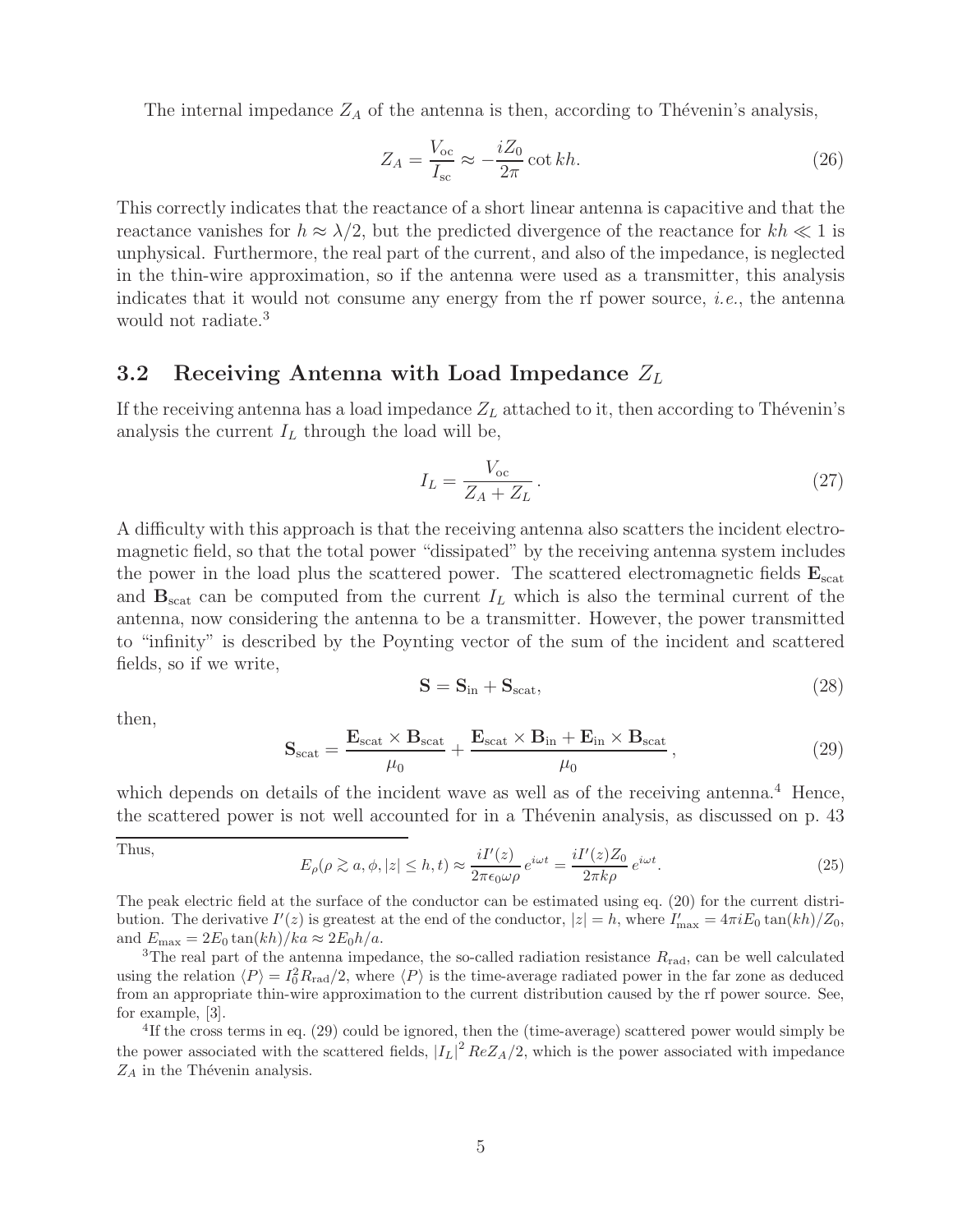The internal impedance $Z_A$ of the antenna is then, according to Thévenin's analysis,

$$Z_A = \frac{V_{\rm oc}}{I_{\rm sc}} \approx -\frac{iZ_0}{2\pi}\cot kh. \tag{26}$$

This correctly indicates that the reactance of a short linear antenna is capacitive and that the reactance vanishes for $h \approx \lambda/2$, but the predicted divergence of the reactance for $kh \ll 1$ is unphysical. Furthermore, the real part of the current, and also of the impedance, is neglected in the thin-wire approximation, so if the antenna were used as a transmitter, this analysis indicates that it would not consume any energy from the rf power source, *i.e.*, the antenna would not radiate.[3]

## 3.2 Receiving Antenna with Load Impedance $Z_L$

If the receiving antenna has a load impedance $Z_L$ attached to it, then according to Thévenin's analysis the current $I_L$ through the load will be,

$$I_L = \frac{V_{\rm oc}}{Z_A + Z_L}\,. \tag{27}$$

A difficulty with this approach is that the receiving antenna also scatters the incident electromagnetic field, so that the total power "dissipated" by the receiving antenna system includes the power in the load plus the scattered power. The scattered electromagnetic fields $\mathbf{E}_{\rm scat}$ and $\mathbf{B}_{\rm scat}$ can be computed from the current $I_L$ which is also the terminal current of the antenna, now considering the antenna to be a transmitter. However, the power transmitted to "infinity" is described by the Poynting vector of the sum of the incident and scattered fields, so if we write,

$$\mathbf{S} = \mathbf{S}_{\rm in} + \mathbf{S}_{\rm scat}, \tag{28}$$

then,

$$\mathbf{S}_{\rm scat} = \frac{\mathbf{E}_{\rm scat}\times\mathbf{B}_{\rm scat}}{\mu_0} + \frac{\mathbf{E}_{\rm scat}\times\mathbf{B}_{\rm in} + \mathbf{E}_{\rm in}\times\mathbf{B}_{\rm scat}}{\mu_0}\,, \tag{29}$$

which depends on details of the incident wave as well as of the receiving antenna.[4] Hence, the scattered power is not well accounted for in a Thévenin analysis, as discussed on p. 43

---

Thus,

$$E_\rho(\rho \gtrsim a, \phi, |z| \leq h, t) \approx \frac{iI'(z)}{2\pi\epsilon_0\omega\rho}\,e^{i\omega t} = \frac{iI'(z)Z_0}{2\pi k\rho}\,e^{i\omega t}. \tag{25}$$

The peak electric field at the surface of the conductor can be estimated using eq. (20) for the current distribution. The derivative $I'(z)$ is greatest at the end of the conductor, $|z| = h$, where $I'_{\rm max} = 4\pi i E_0\tan(kh)/Z_0$, and $E_{\rm max} = 2E_0\tan(kh)/ka \approx 2E_0 h/a$.

[3] The real part of the antenna impedance, the so-called radiation resistance $R_{\rm rad}$, can be well calculated using the relation $\langle P\rangle = I_0^2 R_{\rm rad}/2$, where $\langle P\rangle$ is the time-average radiated power in the far zone as deduced from an appropriate thin-wire approximation to the current distribution caused by the rf power source. See, for example, [3].

[4] If the cross terms in eq. (29) could be ignored, then the (time-average) scattered power would simply be the power associated with the scattered fields, $|I_L|^2\, Re Z_A/2$, which is the power associated with impedance $Z_A$ in the Thévenin analysis.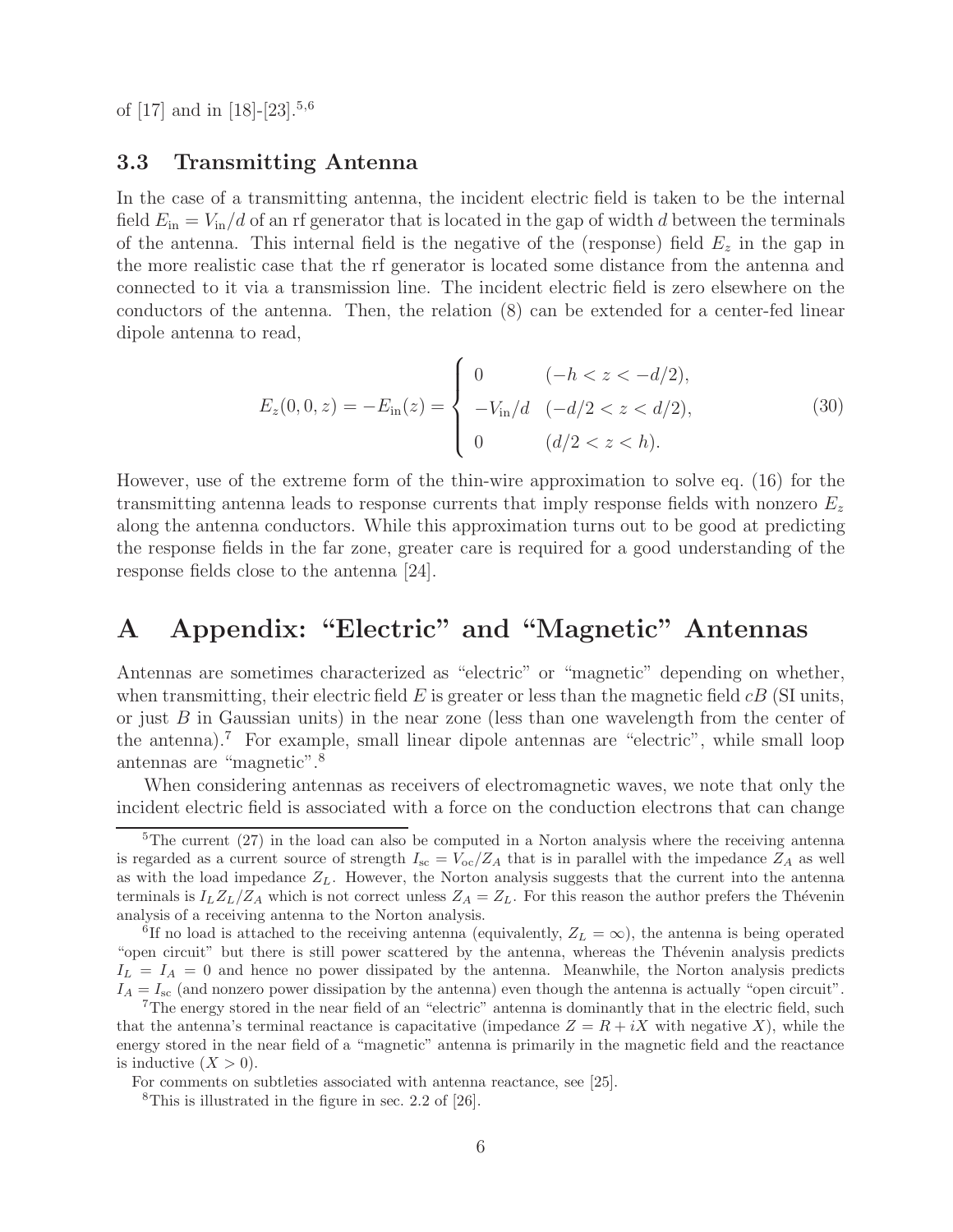of [17] and in [18]-[23].[5,6]

### 3.3 Transmitting Antenna

In the case of a transmitting antenna, the incident electric field is taken to be the internal field $E_{\rm in} = V_{\rm in}/d$ of an rf generator that is located in the gap of width $d$ between the terminals of the antenna. This internal field is the negative of the (response) field $E_z$ in the gap in the more realistic case that the rf generator is located some distance from the antenna and connected to it via a transmission line. The incident electric field is zero elsewhere on the conductors of the antenna. Then, the relation (8) can be extended for a center-fed linear dipole antenna to read,

$$E_z(0,0,z) = -E_{\rm in}(z) = \begin{cases} 0 & (-h < z < -d/2), \\ -V_{\rm in}/d & (-d/2 < z < d/2), \\ 0 & (d/2 < z < h). \end{cases} \tag{30}$$

However, use of the extreme form of the thin-wire approximation to solve eq. (16) for the transmitting antenna leads to response currents that imply response fields with nonzero $E_z$ along the antenna conductors. While this approximation turns out to be good at predicting the response fields in the far zone, greater care is required for a good understanding of the response fields close to the antenna [24].

# A Appendix: "Electric" and "Magnetic" Antennas

Antennas are sometimes characterized as "electric" or "magnetic" depending on whether, when transmitting, their electric field $E$ is greater or less than the magnetic field $cB$ (SI units, or just $B$ in Gaussian units) in the near zone (less than one wavelength from the center of the antenna).[7] For example, small linear dipole antennas are "electric", while small loop antennas are "magnetic".[8]

When considering antennas as receivers of electromagnetic waves, we note that only the incident electric field is associated with a force on the conduction electrons that can change

---

[5] The current (27) in the load can also be computed in a Norton analysis where the receiving antenna is regarded as a current source of strength $I_{\rm sc} = V_{\rm oc}/Z_A$ that is in parallel with the impedance $Z_A$ as well as with the load impedance $Z_L$. However, the Norton analysis suggests that the current into the antenna terminals is $I_L Z_L/Z_A$ which is not correct unless $Z_A = Z_L$. For this reason the author prefers the Thévenin analysis of a receiving antenna to the Norton analysis.

[6] If no load is attached to the receiving antenna (equivalently, $Z_L = \infty$), the antenna is being operated "open circuit" but there is still power scattered by the antenna, whereas the Thévenin analysis predicts $I_L = I_A = 0$ and hence no power dissipated by the antenna. Meanwhile, the Norton analysis predicts $I_A = I_{\rm sc}$ (and nonzero power dissipation by the antenna) even though the antenna is actually "open circuit".

[7] The energy stored in the near field of an "electric" antenna is dominantly that in the electric field, such that the antenna's terminal reactance is capacitative (impedance $Z = R + iX$ with negative $X$), while the energy stored in the near field of a "magnetic" antenna is primarily in the magnetic field and the reactance is inductive ($X > 0$).

For comments on subtleties associated with antenna reactance, see [25].

[8] This is illustrated in the figure in sec. 2.2 of [26].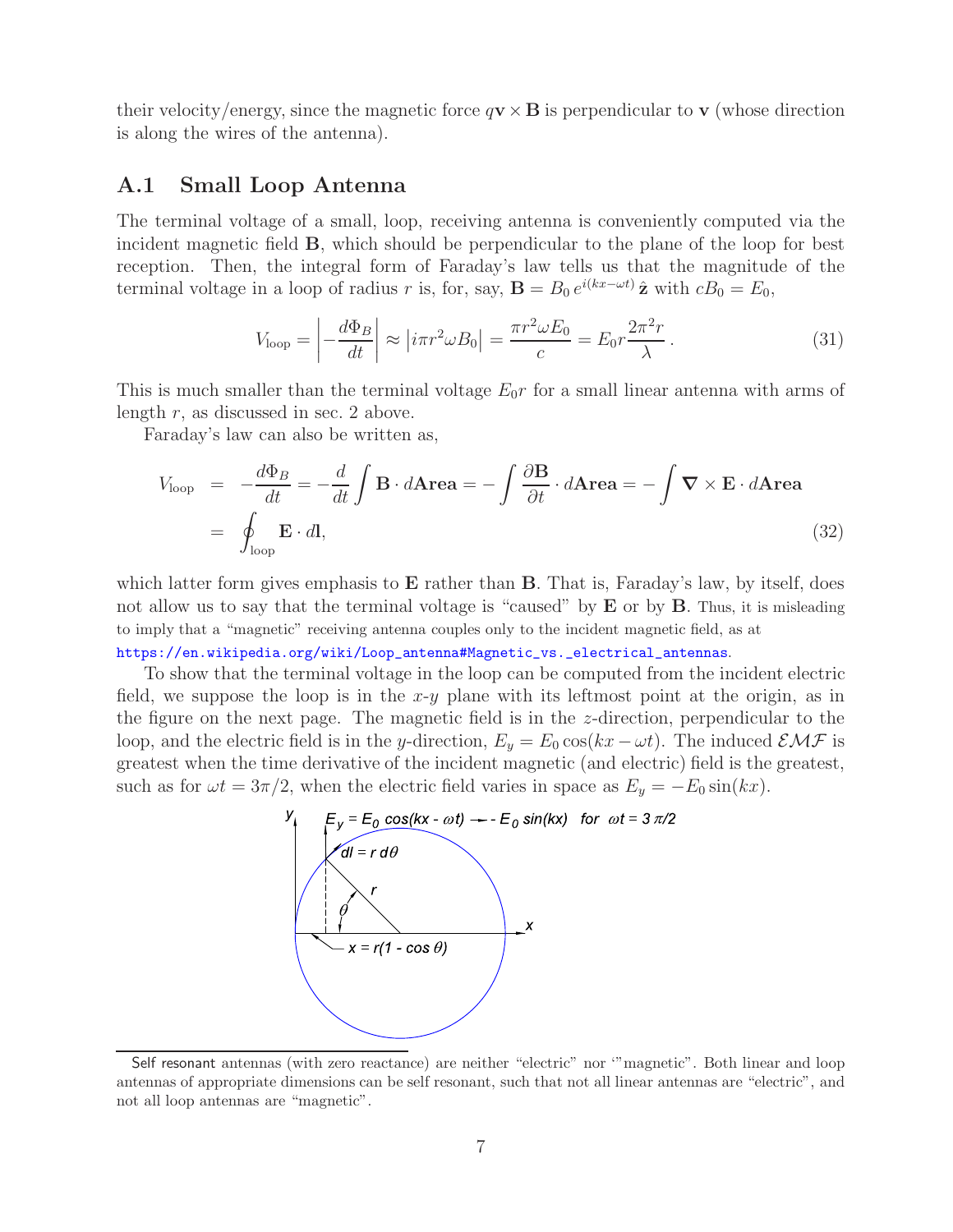their velocity/energy, since the magnetic force $q\mathbf{v} \times \mathbf{B}$ is perpendicular to $\mathbf{v}$ (whose direction is along the wires of the antenna).

## A.1 Small Loop Antenna

The terminal voltage of a small, loop, receiving antenna is conveniently computed via the incident magnetic field $\mathbf{B}$, which should be perpendicular to the plane of the loop for best reception. Then, the integral form of Faraday's law tells us that the magnitude of the terminal voltage in a loop of radius $r$ is, for, say, $\mathbf{B} = B_0\, e^{i(kx-\omega t)}\,\hat{\mathbf{z}}$ with $cB_0 = E_0$,

$$V_{\rm loop} = \left| -\frac{d\Phi_B}{dt} \right| \approx \left| i\pi r^2 \omega B_0 \right| = \frac{\pi r^2 \omega E_0}{c} = E_0 r \frac{2\pi^2 r}{\lambda}\,. \tag{31}$$

This is much smaller than the terminal voltage $E_0 r$ for a small linear antenna with arms of length $r$, as discussed in sec. 2 above.

Faraday's law can also be written as,

$$\begin{aligned} V_{\rm loop} &= -\frac{d\Phi_B}{dt} = -\frac{d}{dt}\int \mathbf{B}\cdot d\mathbf{Area} = -\int \frac{\partial \mathbf{B}}{\partial t}\cdot d\mathbf{Area} = -\int \boldsymbol{\nabla}\times\mathbf{E}\cdot d\mathbf{Area} \\ &= \oint_{\rm loop} \mathbf{E}\cdot d\mathbf{l}, \end{aligned} \tag{32}$$

which latter form gives emphasis to $\mathbf{E}$ rather than $\mathbf{B}$. That is, Faraday's law, by itself, does not allow us to say that the terminal voltage is "caused" by $\mathbf{E}$ or by $\mathbf{B}$. Thus, it is misleading to imply that a "magnetic" receiving antenna couples only to the incident magnetic field, as at https://en.wikipedia.org/wiki/Loop_antenna#Magnetic_vs._electrical_antennas.

To show that the terminal voltage in the loop can be computed from the incident electric field, we suppose the loop is in the $x$-$y$ plane with its leftmost point at the origin, as in the figure on the next page. The magnetic field is in the $z$-direction, perpendicular to the loop, and the electric field is in the $y$-direction, $E_y = E_0 \cos(kx - \omega t)$. The induced $\mathcal{EMF}$ is greatest when the time derivative of the incident magnetic (and electric) field is the greatest, such as for $\omega t = 3\pi/2$, when the electric field varies in space as $E_y = -E_0 \sin(kx)$.

Self resonant antennas (with zero reactance) are neither "electric" nor '"magnetic". Both linear and loop antennas of appropriate dimensions can be self resonant, such that not all linear antennas are "electric", and not all loop antennas are "magnetic".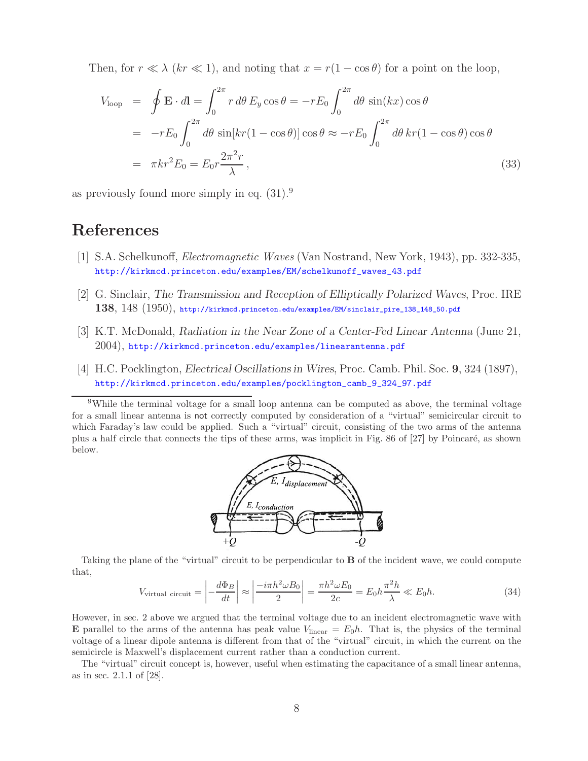Then, for $r \ll \lambda$ ($kr \ll 1$), and noting that $x = r(1 - \cos\theta)$ for a point on the loop,

$$
\begin{aligned}
V_{\rm loop} &= \oint \mathbf{E} \cdot d\mathbf{l} = \int_0^{2\pi} r\, d\theta\, E_y \cos\theta = -rE_0 \int_0^{2\pi} d\theta\, \sin(kx)\cos\theta \\
&= -rE_0 \int_0^{2\pi} d\theta\, \sin[kr(1-\cos\theta)]\cos\theta \approx -rE_0 \int_0^{2\pi} d\theta\, kr(1-\cos\theta)\cos\theta \\
&= \pi k r^2 E_0 = E_0 r \frac{2\pi^2 r}{\lambda}\,, \qquad (33)
\end{aligned}
$$

as previously found more simply in eq. (31).[9]

# References

[1] S.A. Schelkunoff, *Electromagnetic Waves* (Van Nostrand, New York, 1943), pp. 332-335, http://kirkmcd.princeton.edu/examples/EM/schelkunoff_waves_43.pdf

[2] G. Sinclair, *The Transmission and Reception of Elliptically Polarized Waves*, Proc. IRE **138**, 148 (1950), http://kirkmcd.princeton.edu/examples/EM/sinclair_pire_138_148_50.pdf

[3] K.T. McDonald, *Radiation in the Near Zone of a Center-Fed Linear Antenna* (June 21, 2004), http://kirkmcd.princeton.edu/examples/linearantenna.pdf

[4] H.C. Pocklington, *Electrical Oscillations in Wires*, Proc. Camb. Phil. Soc. **9**, 324 (1897), http://kirkmcd.princeton.edu/examples/pocklington_camb_9_324_97.pdf

---

[9] While the terminal voltage for a small loop antenna can be computed as above, the terminal voltage for a small linear antenna is not correctly computed by consideration of a "virtual" semicircular circuit to which Faraday's law could be applied. Such a "virtual" circuit, consisting of the two arms of the antenna plus a half circle that connects the tips of these arms, was implicit in Fig. 86 of [27] by Poincaré, as shown below.

Taking the plane of the "virtual" circuit to be perpendicular to $\mathbf{B}$ of the incident wave, we could compute that,

$$
V_{\rm virtual\ circuit} = \left| -\frac{d\Phi_B}{dt} \right| \approx \left| \frac{-i\pi h^2 \omega B_0}{2} \right| = \frac{\pi h^2 \omega E_0}{2c} = E_0 h \frac{\pi^2 h}{\lambda} \ll E_0 h. \qquad (34)
$$

However, in sec. 2 above we argued that the terminal voltage due to an incident electromagnetic wave with $\mathbf{E}$ parallel to the arms of the antenna has peak value $V_{\rm linear} = E_0 h$. That is, the physics of the terminal voltage of a linear dipole antenna is different from that of the "virtual" circuit, in which the current on the semicircle is Maxwell's displacement current rather than a conduction current.

The "virtual" circuit concept is, however, useful when estimating the capacitance of a small linear antenna, as in sec. 2.1.1 of [28].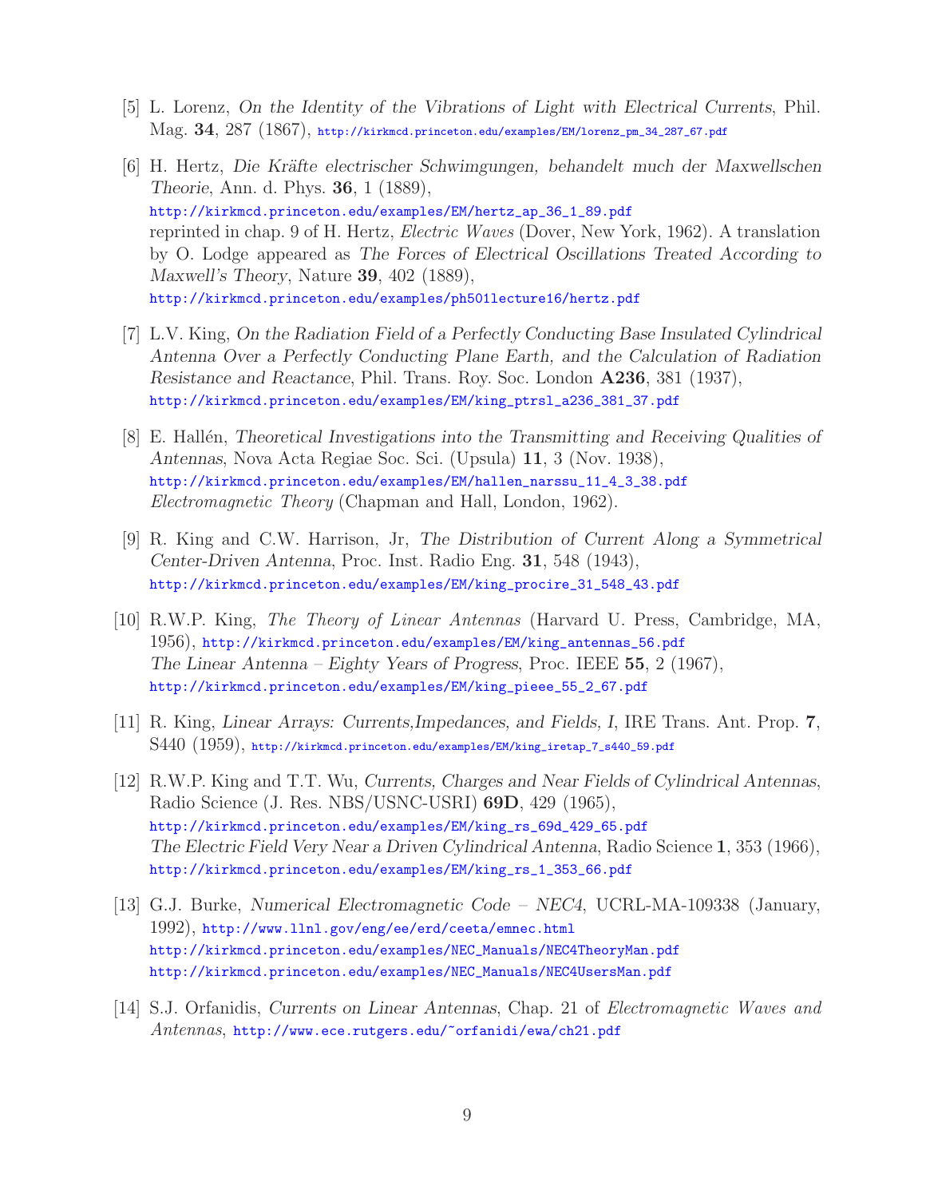[5] L. Lorenz, *On the Identity of the Vibrations of Light with Electrical Currents*, Phil. Mag. **34**, 287 (1867), http://kirkmcd.princeton.edu/examples/EM/lorenz_pm_34_287_67.pdf

[6] H. Hertz, *Die Kräfte electrischer Schwimgungen, behandelt much der Maxwellschen Theorie*, Ann. d. Phys. **36**, 1 (1889),
http://kirkmcd.princeton.edu/examples/EM/hertz_ap_36_1_89.pdf
reprinted in chap. 9 of H. Hertz, *Electric Waves* (Dover, New York, 1962). A translation by O. Lodge appeared as *The Forces of Electrical Oscillations Treated According to Maxwell's Theory*, Nature **39**, 402 (1889),
http://kirkmcd.princeton.edu/examples/ph501lecture16/hertz.pdf

[7] L.V. King, *On the Radiation Field of a Perfectly Conducting Base Insulated Cylindrical Antenna Over a Perfectly Conducting Plane Earth, and the Calculation of Radiation Resistance and Reactance*, Phil. Trans. Roy. Soc. London **A236**, 381 (1937),
http://kirkmcd.princeton.edu/examples/EM/king_ptrsl_a236_381_37.pdf

[8] E. Hallén, *Theoretical Investigations into the Transmitting and Receiving Qualities of Antennas*, Nova Acta Regiae Soc. Sci. (Upsula) **11**, 3 (Nov. 1938),
http://kirkmcd.princeton.edu/examples/EM/hallen_narssu_11_4_3_38.pdf
*Electromagnetic Theory* (Chapman and Hall, London, 1962).

[9] R. King and C.W. Harrison, Jr, *The Distribution of Current Along a Symmetrical Center-Driven Antenna*, Proc. Inst. Radio Eng. **31**, 548 (1943),
http://kirkmcd.princeton.edu/examples/EM/king_procire_31_548_43.pdf

[10] R.W.P. King, *The Theory of Linear Antennas* (Harvard U. Press, Cambridge, MA, 1956), http://kirkmcd.princeton.edu/examples/EM/king_antennas_56.pdf
*The Linear Antenna – Eighty Years of Progress*, Proc. IEEE **55**, 2 (1967),
http://kirkmcd.princeton.edu/examples/EM/king_pieee_55_2_67.pdf

[11] R. King, *Linear Arrays: Currents,Impedances, and Fields, I*, IRE Trans. Ant. Prop. **7**, S440 (1959), http://kirkmcd.princeton.edu/examples/EM/king_iretap_7_s440_59.pdf

[12] R.W.P. King and T.T. Wu, *Currents, Charges and Near Fields of Cylindrical Antennas*, Radio Science (J. Res. NBS/USNC-USRI) **69D**, 429 (1965),
http://kirkmcd.princeton.edu/examples/EM/king_rs_69d_429_65.pdf
*The Electric Field Very Near a Driven Cylindrical Antenna*, Radio Science **1**, 353 (1966),
http://kirkmcd.princeton.edu/examples/EM/king_rs_1_353_66.pdf

[13] G.J. Burke, *Numerical Electromagnetic Code – NEC4*, UCRL-MA-109338 (January, 1992), http://www.llnl.gov/eng/ee/erd/ceeta/emnec.html
http://kirkmcd.princeton.edu/examples/NEC_Manuals/NEC4TheoryMan.pdf
http://kirkmcd.princeton.edu/examples/NEC_Manuals/NEC4UsersMan.pdf

[14] S.J. Orfanidis, *Currents on Linear Antennas*, Chap. 21 of *Electromagnetic Waves and Antennas*, http://www.ece.rutgers.edu/~orfanidi/ewa/ch21.pdf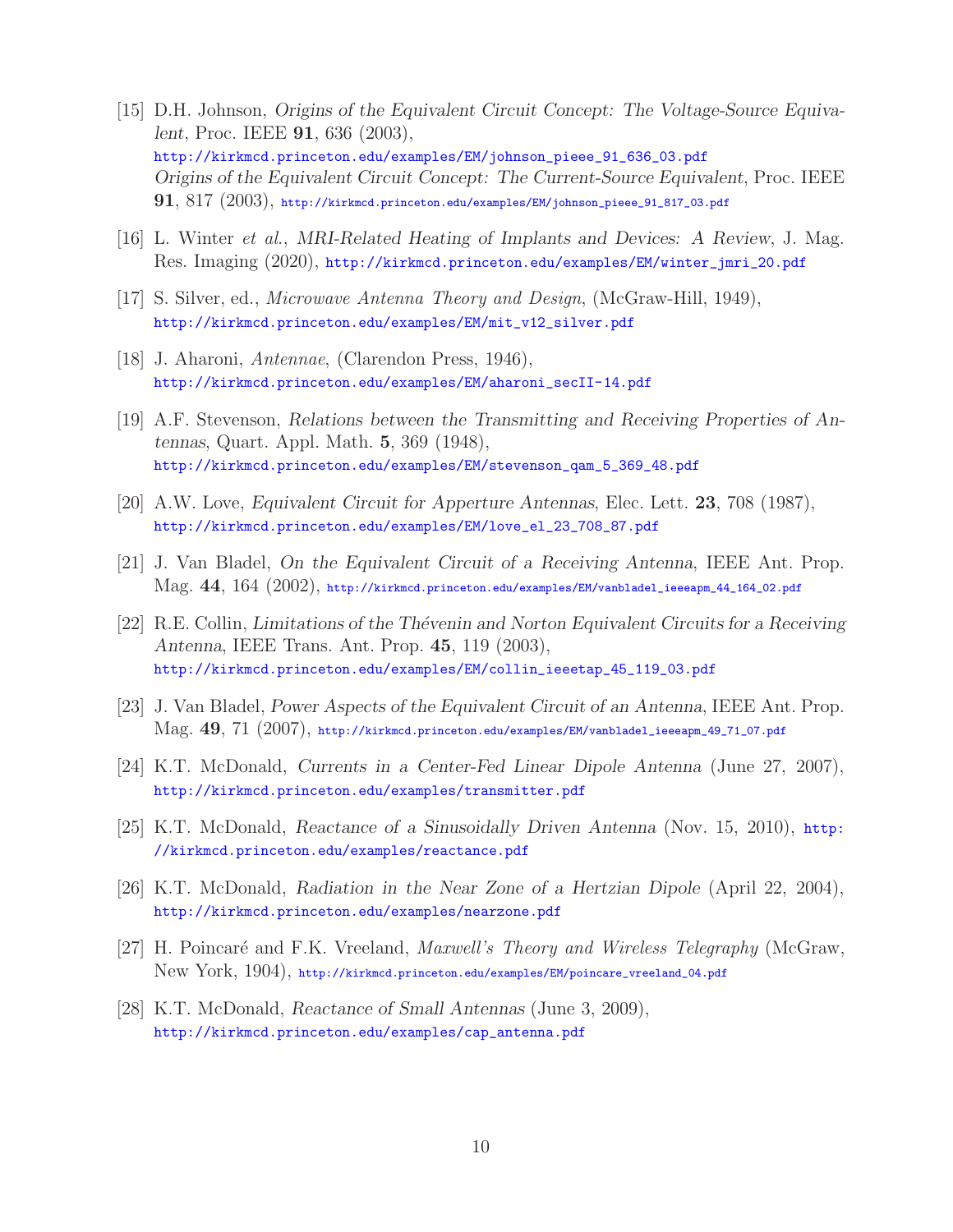[15] D.H. Johnson, *Origins of the Equivalent Circuit Concept: The Voltage-Source Equivalent*, Proc. IEEE **91**, 636 (2003),
http://kirkmcd.princeton.edu/examples/EM/johnson_pieee_91_636_03.pdf
*Origins of the Equivalent Circuit Concept: The Current-Source Equivalent*, Proc. IEEE **91**, 817 (2003), http://kirkmcd.princeton.edu/examples/EM/johnson_pieee_91_817_03.pdf

[16] L. Winter *et al.*, *MRI-Related Heating of Implants and Devices: A Review*, J. Mag. Res. Imaging (2020), http://kirkmcd.princeton.edu/examples/EM/winter_jmri_20.pdf

[17] S. Silver, ed., *Microwave Antenna Theory and Design*, (McGraw-Hill, 1949),
http://kirkmcd.princeton.edu/examples/EM/mit_v12_silver.pdf

[18] J. Aharoni, *Antennae*, (Clarendon Press, 1946),
http://kirkmcd.princeton.edu/examples/EM/aharoni_secII-14.pdf

[19] A.F. Stevenson, *Relations between the Transmitting and Receiving Properties of Antennas*, Quart. Appl. Math. **5**, 369 (1948),
http://kirkmcd.princeton.edu/examples/EM/stevenson_qam_5_369_48.pdf

[20] A.W. Love, *Equivalent Circuit for Apperture Antennas*, Elec. Lett. **23**, 708 (1987),
http://kirkmcd.princeton.edu/examples/EM/love_el_23_708_87.pdf

[21] J. Van Bladel, *On the Equivalent Circuit of a Receiving Antenna*, IEEE Ant. Prop. Mag. **44**, 164 (2002), http://kirkmcd.princeton.edu/examples/EM/vanbladel_ieeeapm_44_164_02.pdf

[22] R.E. Collin, *Limitations of the Thévenin and Norton Equivalent Circuits for a Receiving Antenna*, IEEE Trans. Ant. Prop. **45**, 119 (2003),
http://kirkmcd.princeton.edu/examples/EM/collin_ieeetap_45_119_03.pdf

[23] J. Van Bladel, *Power Aspects of the Equivalent Circuit of an Antenna*, IEEE Ant. Prop. Mag. **49**, 71 (2007), http://kirkmcd.princeton.edu/examples/EM/vanbladel_ieeeapm_49_71_07.pdf

[24] K.T. McDonald, *Currents in a Center-Fed Linear Dipole Antenna* (June 27, 2007),
http://kirkmcd.princeton.edu/examples/transmitter.pdf

[25] K.T. McDonald, *Reactance of a Sinusoidally Driven Antenna* (Nov. 15, 2010), http://kirkmcd.princeton.edu/examples/reactance.pdf

[26] K.T. McDonald, *Radiation in the Near Zone of a Hertzian Dipole* (April 22, 2004),
http://kirkmcd.princeton.edu/examples/nearzone.pdf

[27] H. Poincaré and F.K. Vreeland, *Maxwell's Theory and Wireless Telegraphy* (McGraw, New York, 1904), http://kirkmcd.princeton.edu/examples/EM/poincare_vreeland_04.pdf

[28] K.T. McDonald, *Reactance of Small Antennas* (June 3, 2009),
http://kirkmcd.princeton.edu/examples/cap_antenna.pdf